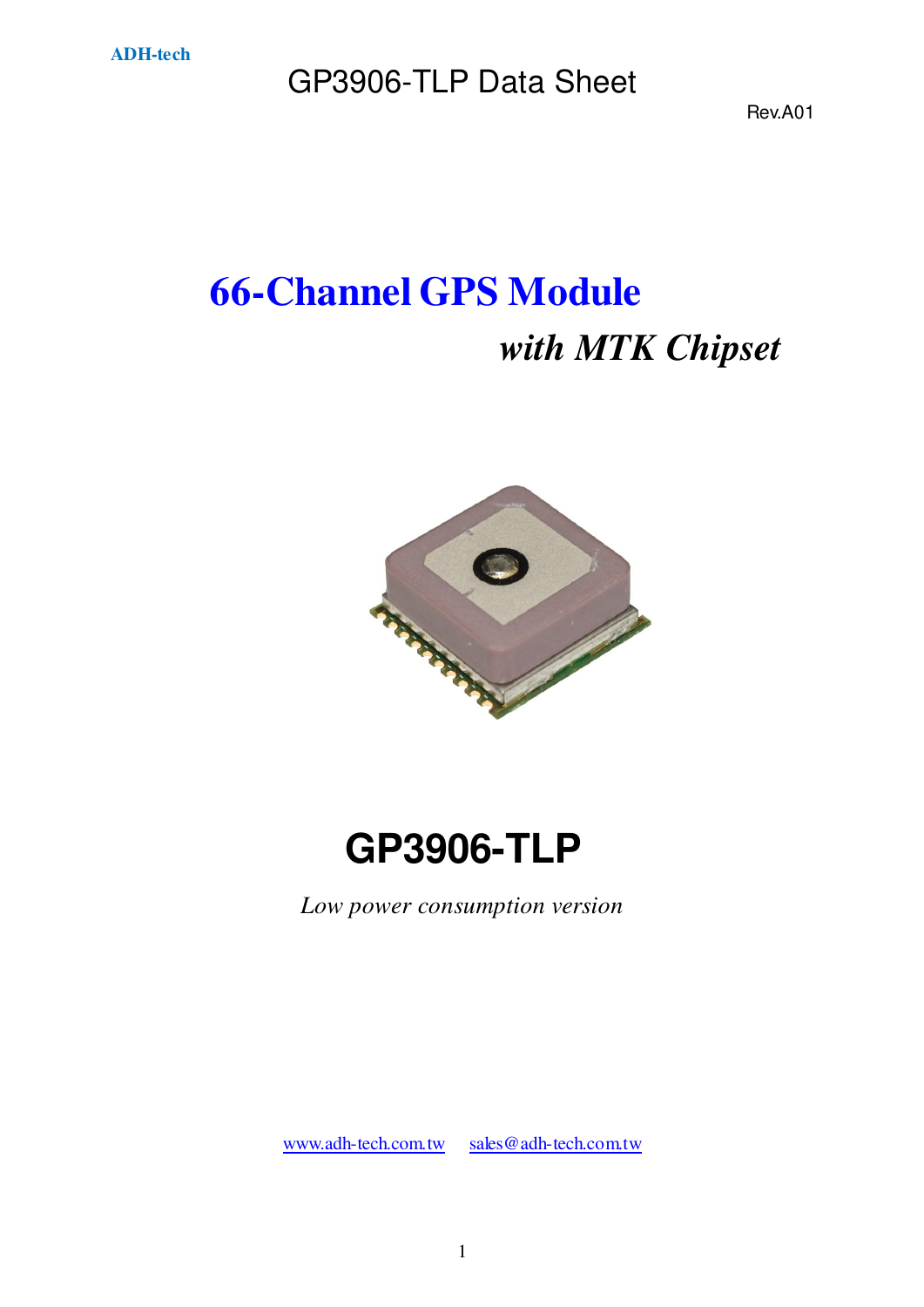ADH-tech

# GP3906-TLP Data Sheet

Rev.A01

# 66-Channel GPS Module

## *with MTK Chipset*

# GP3906-TLP

*Low power consumption version*

www.adh-tech.com.tw sales@adh-tech.com.tw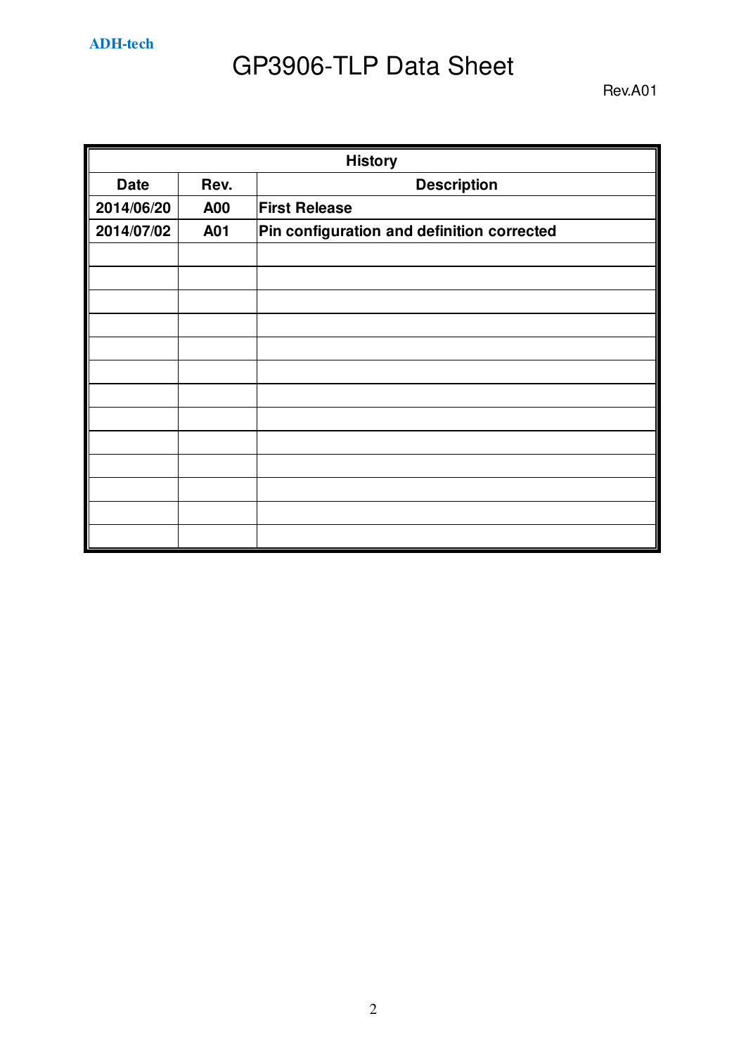| History | | |
|---|---|---|
| **Date** | **Rev.** | **Description** |
| 2014/06/20 | A00 | First Release |
| 2014/07/02 | A01 | Pin configuration and definition corrected |
| | | |
| | | |
| | | |
| | | |
| | | |
| | | |
| | | |
| | | |
| | | |
| | | |
| | | |
| | | |
| | | |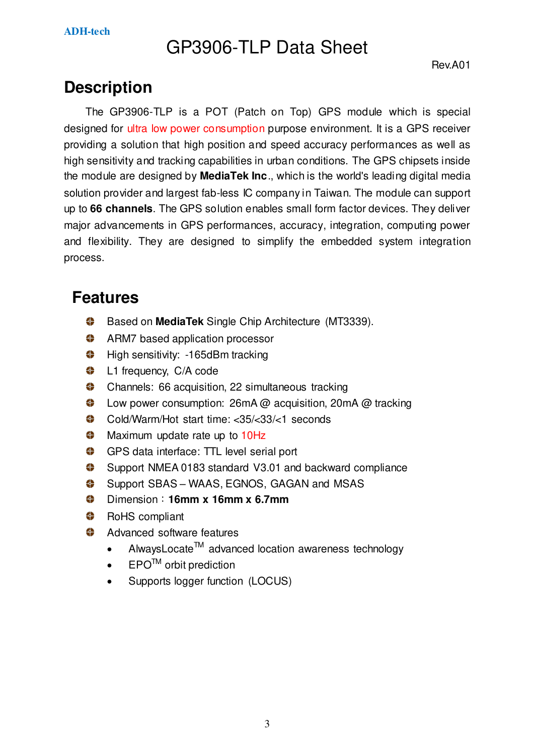ADH-tech

# GP3906-TLP Data Sheet

Rev.A01

## Description

The GP3906-TLP is a POT (Patch on Top) GPS module which is special designed for ultra low power consumption purpose environment. It is a GPS receiver providing a solution that high position and speed accuracy performances as well as high sensitivity and tracking capabilities in urban conditions. The GPS chipsets inside the module are designed by **MediaTek Inc**., which is the world's leading digital media solution provider and largest fab-less IC company in Taiwan. The module can support up to **66 channels**. The GPS solution enables small form factor devices. They deliver major advancements in GPS performances, accuracy, integration, computing power and flexibility. They are designed to simplify the embedded system integration process.

## Features

- Based on **MediaTek** Single Chip Architecture (MT3339).
- ARM7 based application processor
- High sensitivity: -165dBm tracking
- L1 frequency, C/A code
- Channels: 66 acquisition, 22 simultaneous tracking
- Low power consumption: 26mA @ acquisition, 20mA @ tracking
- Cold/Warm/Hot start time: <35/<33/<1 seconds
- Maximum update rate up to 10Hz
- GPS data interface: TTL level serial port
- Support NMEA 0183 standard V3.01 and backward compliance
- Support SBAS – WAAS, EGNOS, GAGAN and MSAS
- Dimension : **16mm x 16mm x 6.7mm**
- RoHS compliant
- Advanced software features
  - AlwaysLocate™ advanced location awareness technology
  - EPO™ orbit prediction
  - Supports logger function (LOCUS)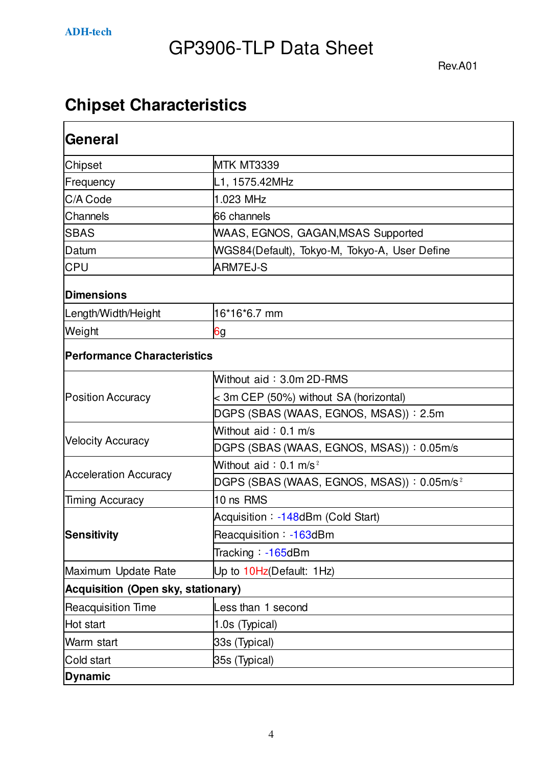# GP3906-TLP Data Sheet

Rev.A01

## Chipset Characteristics

| **General** | |
|---|---|
| Chipset | MTK MT3339 |
| Frequency | L1, 1575.42MHz |
| C/A Code | 1.023 MHz |
| Channels | 66 channels |
| SBAS | WAAS, EGNOS, GAGAN,MSAS Supported |
| Datum | WGS84(Default), Tokyo-M, Tokyo-A, User Define |
| CPU | ARM7EJ-S |
| **Dimensions** | |
| Length/Width/Height | 16*16*6.7 mm |
| Weight | 6g |
| **Performance Characteristics** | |
| Position Accuracy | Without aid：3.0m 2D-RMS |
| | < 3m CEP (50%) without SA (horizontal) |
| | DGPS (SBAS (WAAS, EGNOS, MSAS))：2.5m |
| Velocity Accuracy | Without aid：0.1 m/s |
| | DGPS (SBAS (WAAS, EGNOS, MSAS))：0.05m/s |
| Acceleration Accuracy | Without aid：0.1 $m/s^2$ |
| | DGPS (SBAS (WAAS, EGNOS, MSAS))：0.05$m/s^2$ |
| Timing Accuracy | 10 ns RMS |
| **Sensitivity** | Acquisition：-148dBm (Cold Start) |
| | Reacquisition：-163dBm |
| | Tracking：-165dBm |
| Maximum Update Rate | Up to 10Hz(Default: 1Hz) |
| **Acquisition (Open sky, stationary)** | |
| Reacquisition Time | Less than 1 second |
| Hot start | 1.0s (Typical) |
| Warm start | 33s (Typical) |
| Cold start | 35s (Typical) |
| **Dynamic** | |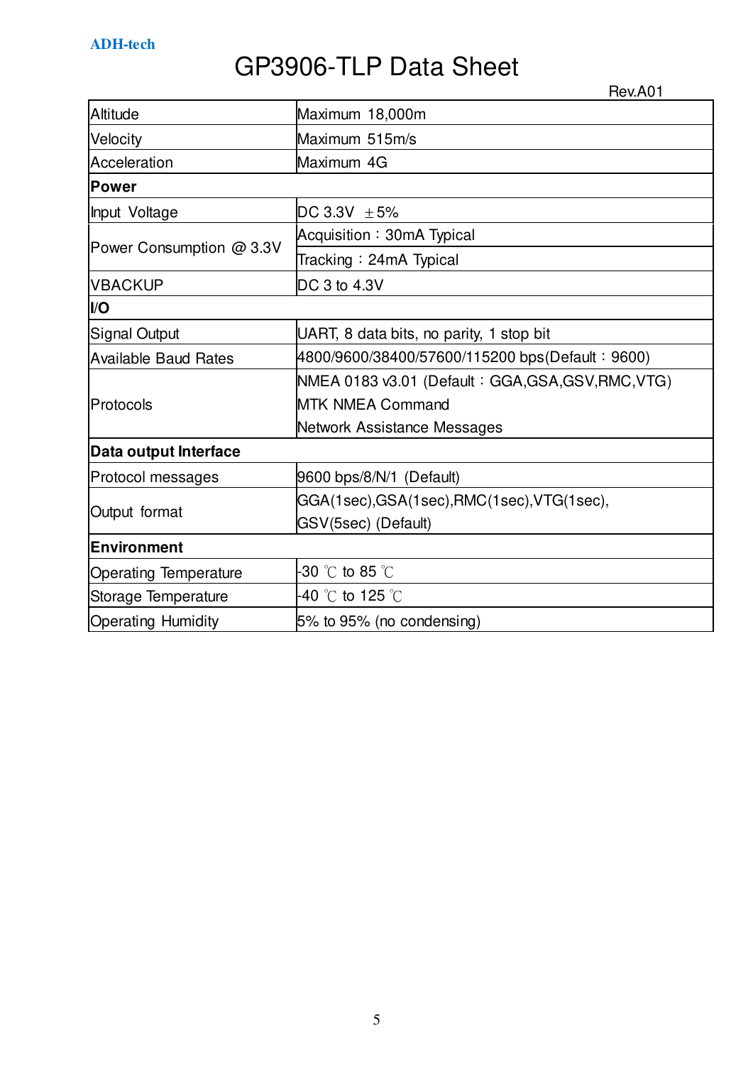ADH-tech

# GP3906-TLP Data Sheet

Rev.A01

| | |
|---|---|
| Altitude | Maximum 18,000m |
| Velocity | Maximum 515m/s |
| Acceleration | Maximum 4G |
| **Power** | |
| Input Voltage | DC 3.3V ±5% |
| Power Consumption @ 3.3V | Acquisition：30mA Typical |
| | Tracking：24mA Typical |
| VBACKUP | DC 3 to 4.3V |
| **I/O** | |
| Signal Output | UART, 8 data bits, no parity, 1 stop bit |
| Available Baud Rates | 4800/9600/38400/57600/115200 bps(Default：9600) |
| Protocols | NMEA 0183 v3.01 (Default：GGA,GSA,GSV,RMC,VTG)<br>MTK NMEA Command<br>Network Assistance Messages |
| **Data output Interface** | |
| Protocol messages | 9600 bps/8/N/1 (Default) |
| Output format | GGA(1sec),GSA(1sec),RMC(1sec),VTG(1sec),<br>GSV(5sec) (Default) |
| **Environment** | |
| Operating Temperature | -30 ℃ to 85 ℃ |
| Storage Temperature | -40 ℃ to 125 ℃ |
| Operating Humidity | 5% to 95% (no condensing) |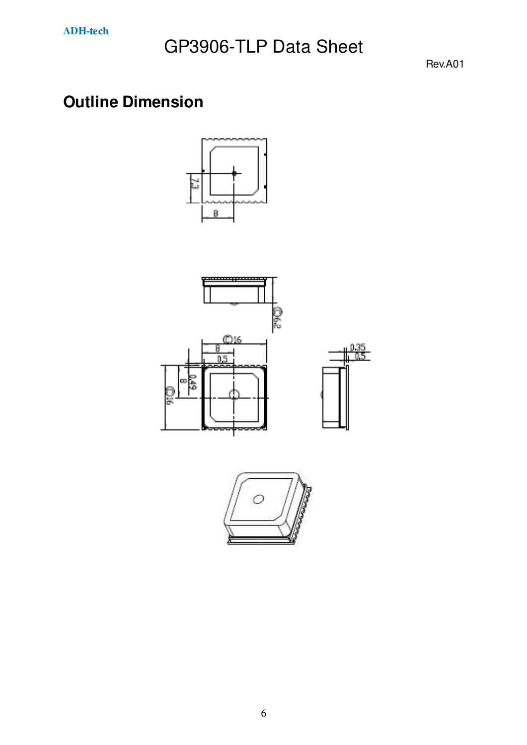## Outline Dimension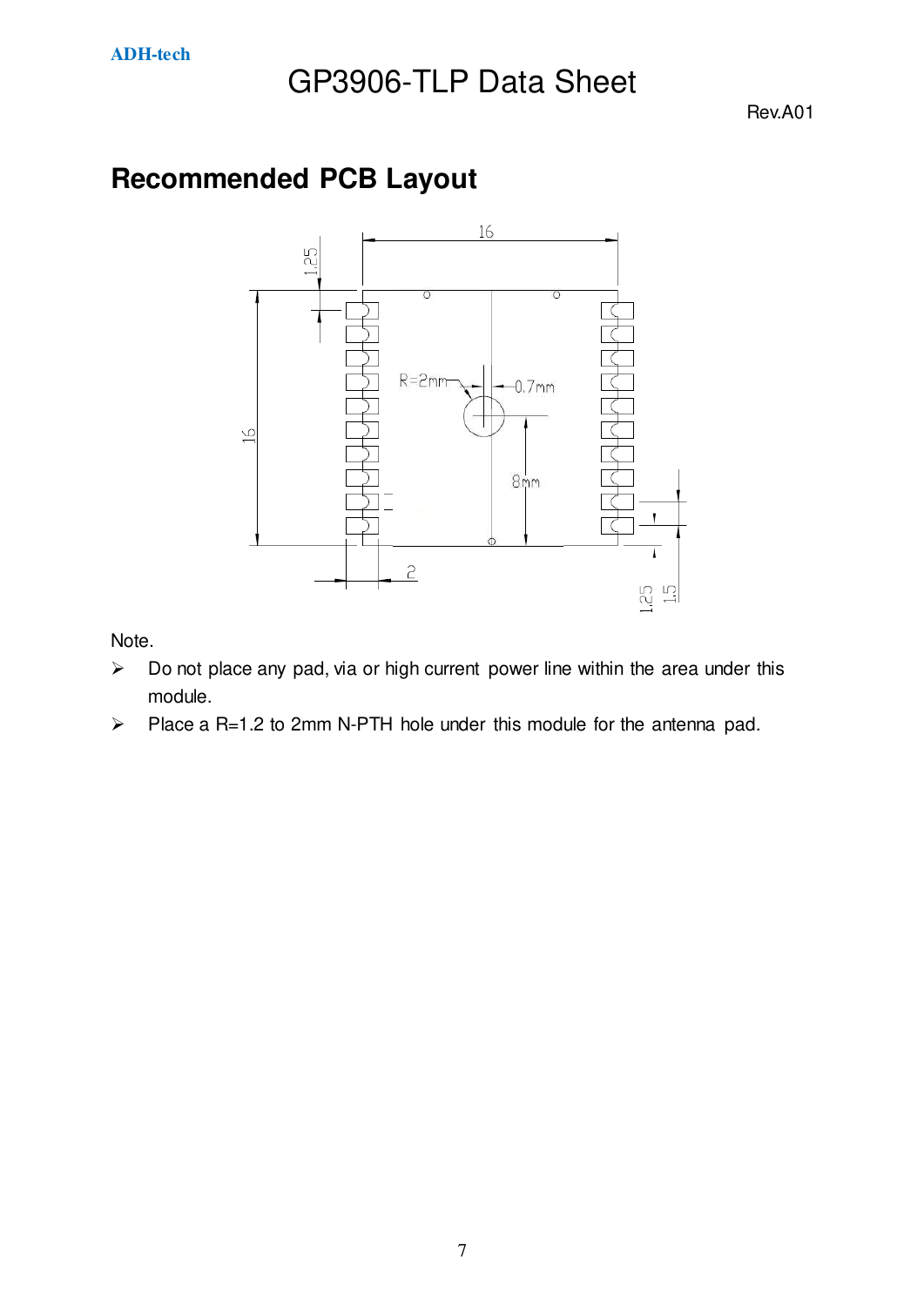## Recommended PCB Layout

Note.

- Do not place any pad, via or high current power line within the area under this module.
- Place a R=1.2 to 2mm N-PTH hole under this module for the antenna pad.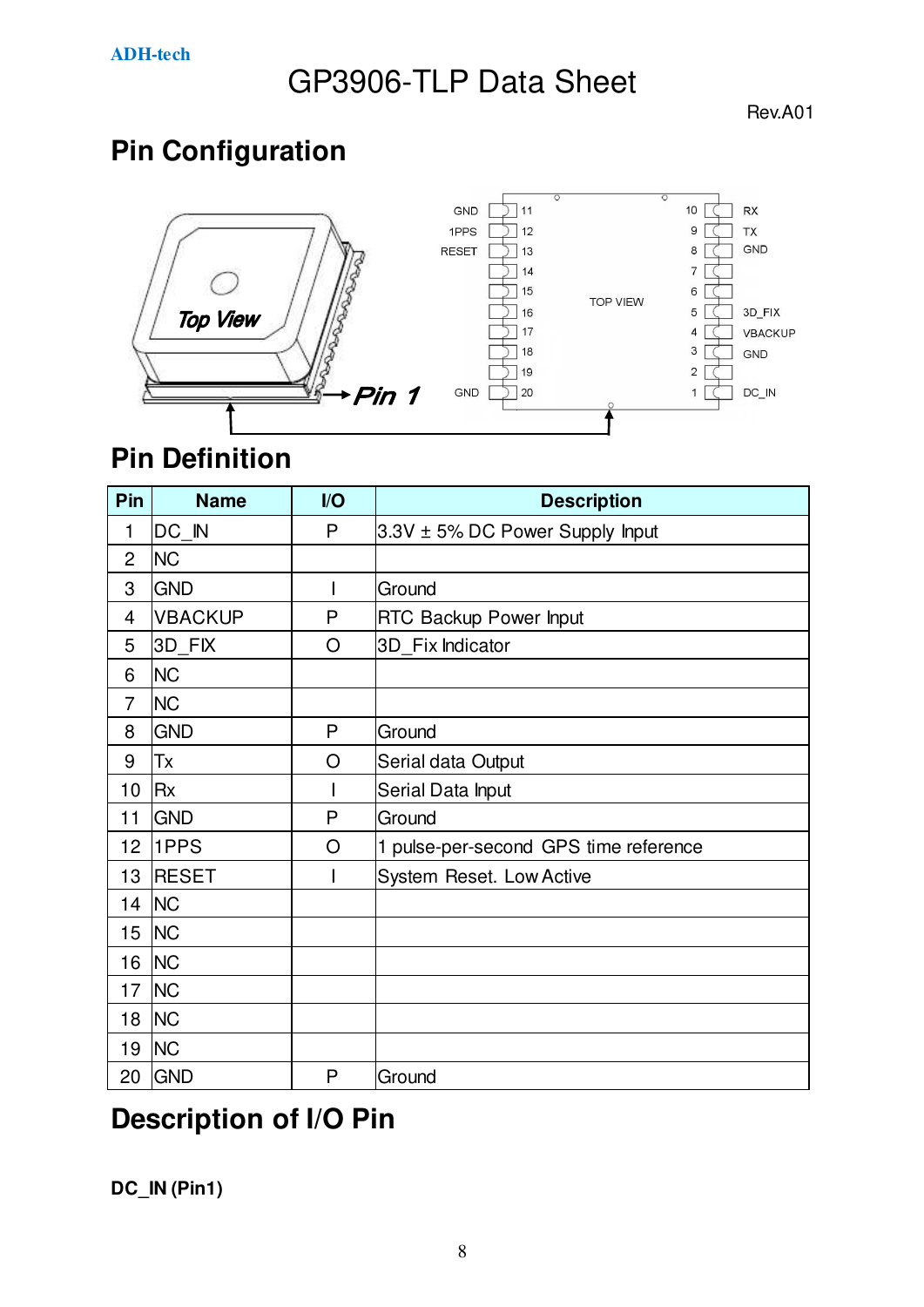# GP3906-TLP Data Sheet

Rev.A01

## Pin Configuration

## Pin Definition

| Pin | Name | I/O | Description |
|---|---|---|---|
| 1 | DC_IN | P | 3.3V ± 5% DC Power Supply Input |
| 2 | NC | | |
| 3 | GND | I | Ground |
| 4 | VBACKUP | P | RTC Backup Power Input |
| 5 | 3D_FIX | O | 3D_Fix Indicator |
| 6 | NC | | |
| 7 | NC | | |
| 8 | GND | P | Ground |
| 9 | Tx | O | Serial data Output |
| 10 | Rx | I | Serial Data Input |
| 11 | GND | P | Ground |
| 12 | 1PPS | O | 1 pulse-per-second GPS time reference |
| 13 | RESET | I | System Reset. Low Active |
| 14 | NC | | |
| 15 | NC | | |
| 16 | NC | | |
| 17 | NC | | |
| 18 | NC | | |
| 19 | NC | | |
| 20 | GND | P | Ground |

## Description of I/O Pin

**DC_IN (Pin1)**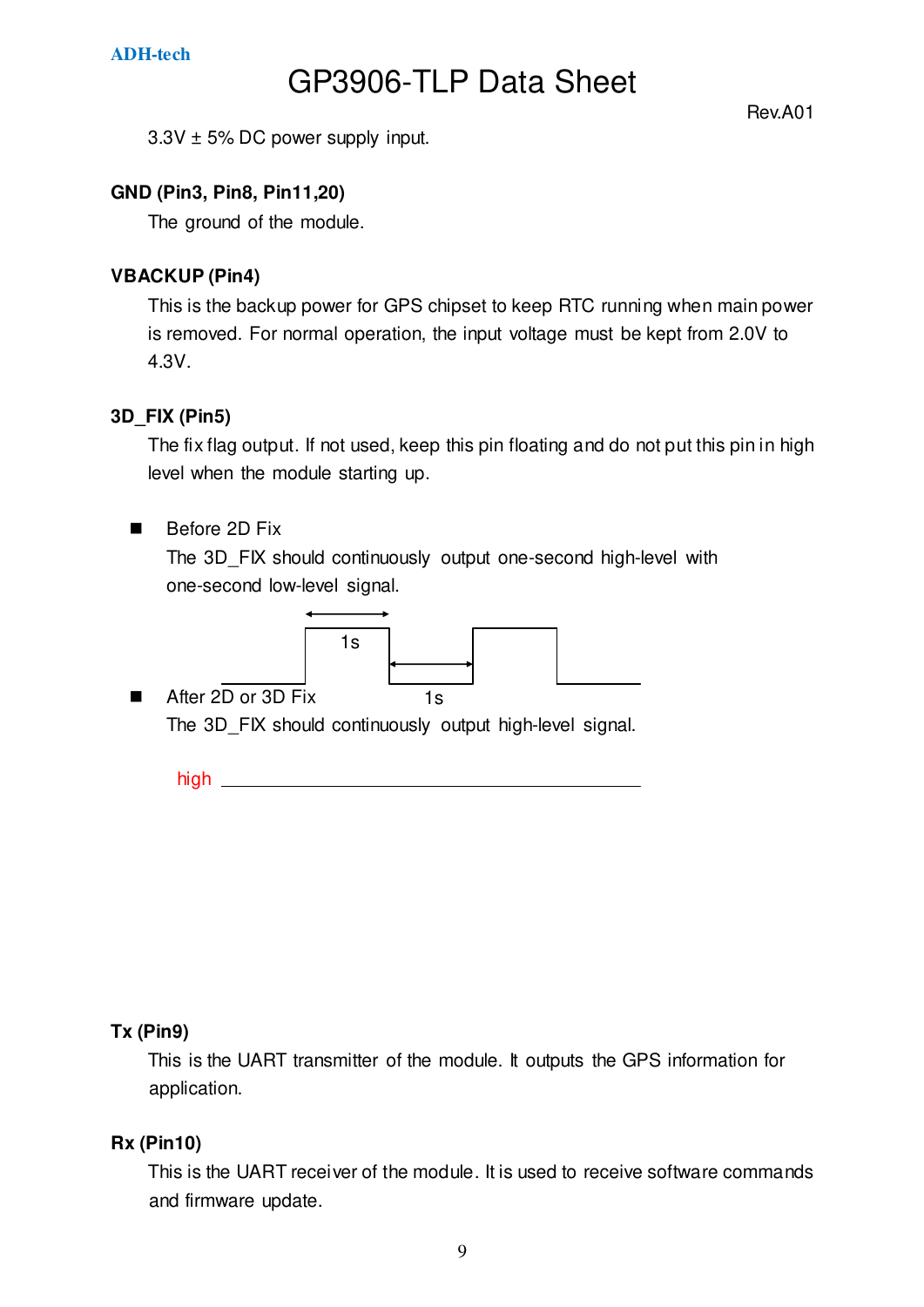3.3V ± 5% DC power supply input.

**GND (Pin3, Pin8, Pin11,20)**

The ground of the module.

**VBACKUP (Pin4)**

This is the backup power for GPS chipset to keep RTC running when main power is removed. For normal operation, the input voltage must be kept from 2.0V to 4.3V.

**3D_FIX (Pin5)**

The fix flag output. If not used, keep this pin floating and do not put this pin in high level when the module starting up.

- Before 2D Fix
  The 3D_FIX should continuously output one-second high-level with one-second low-level signal.

  1s

  1s

- After 2D or 3D Fix
  The 3D_FIX should continuously output high-level signal.

  high

**Tx (Pin9)**

This is the UART transmitter of the module. It outputs the GPS information for application.

**Rx (Pin10)**

This is the UART receiver of the module. It is used to receive software commands and firmware update.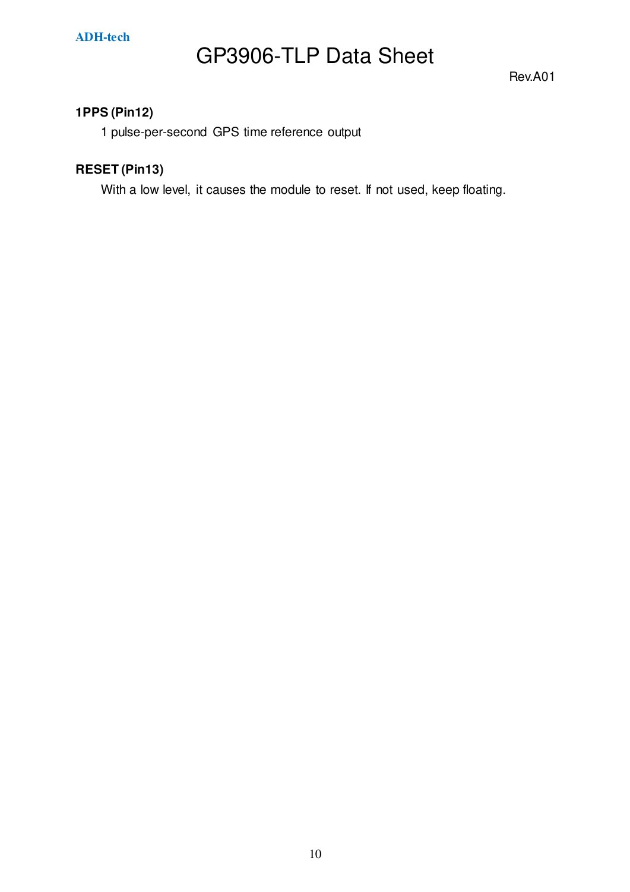**1PPS (Pin12)**

1 pulse-per-second GPS time reference output

**RESET (Pin13)**

With a low level, it causes the module to reset. If not used, keep floating.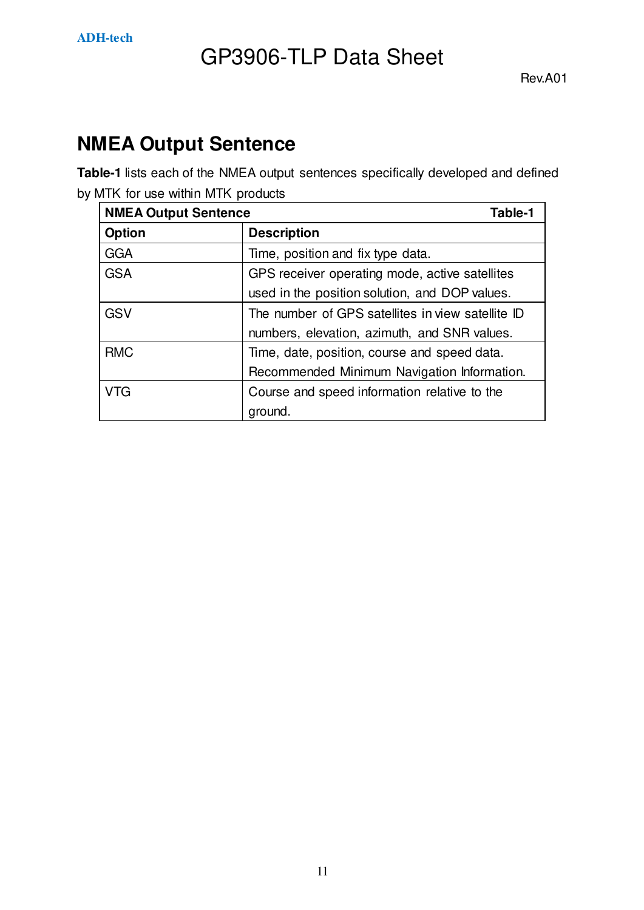## NMEA Output Sentence

**Table-1** lists each of the NMEA output sentences specifically developed and defined by MTK for use within MTK products

| **NMEA Output Sentence** | **Table-1** |
|---|---|
| **Option** | **Description** |
| GGA | Time, position and fix type data. |
| GSA | GPS receiver operating mode, active satellites used in the position solution, and DOP values. |
| GSV | The number of GPS satellites in view satellite ID numbers, elevation, azimuth, and SNR values. |
| RMC | Time, date, position, course and speed data. Recommended Minimum Navigation Information. |
| VTG | Course and speed information relative to the ground. |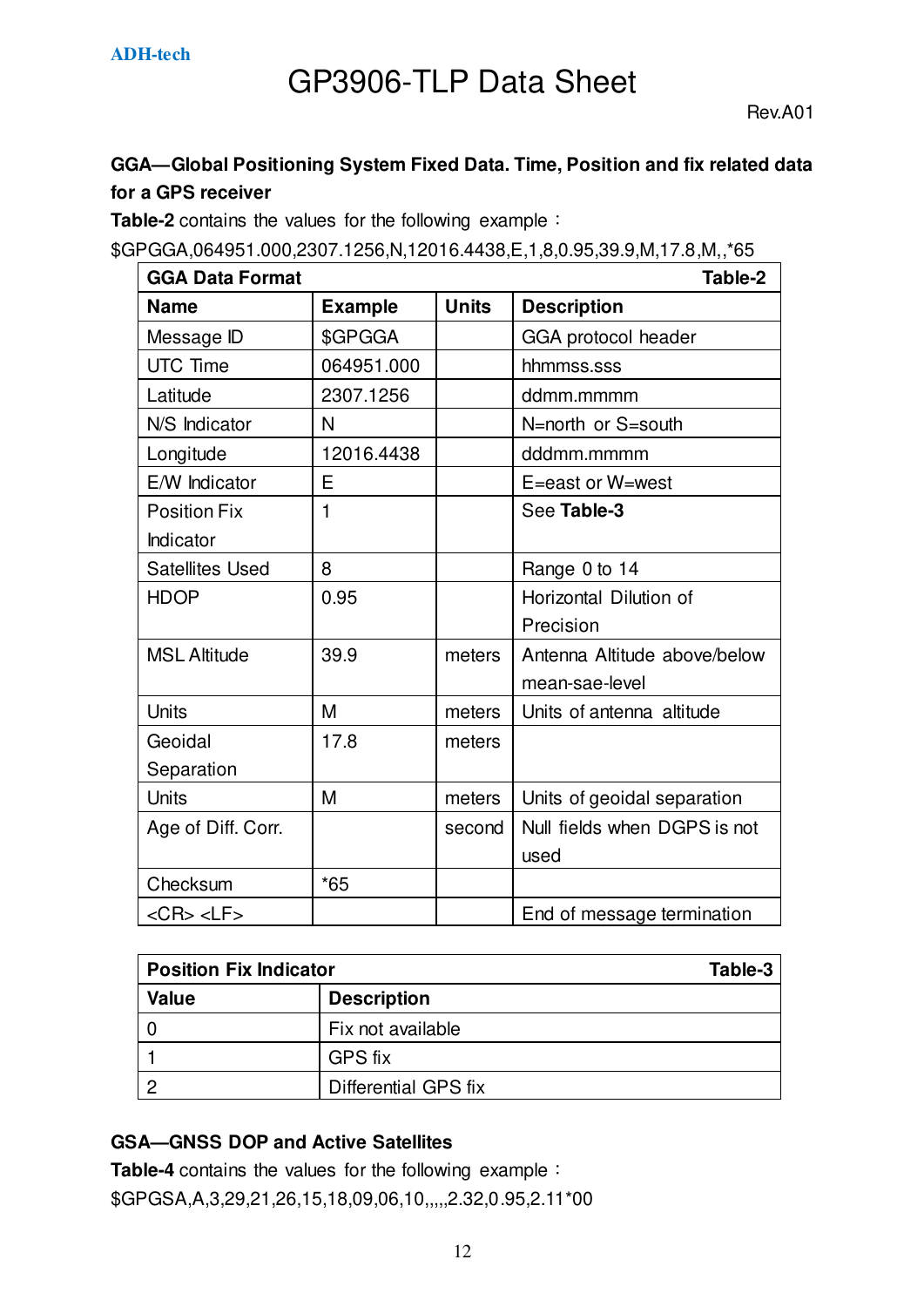**GGA—Global Positioning System Fixed Data. Time, Position and fix related data for a GPS receiver**

**Table-2** contains the values for the following example：

$GPGGA,064951.000,2307.1256,N,12016.4438,E,1,8,0.95,39.9,M,17.8,M,,*65

| **GGA Data Format** | | | **Table-2** |
|---|---|---|---|
| **Name** | **Example** | **Units** | **Description** |
| Message ID | $GPGGA | | GGA protocol header |
| UTC Time | 064951.000 | | hhmmss.sss |
| Latitude | 2307.1256 | | ddmm.mmmm |
| N/S Indicator | N | | N=north or S=south |
| Longitude | 12016.4438 | | dddmm.mmmm |
| E/W Indicator | E | | E=east or W=west |
| Position Fix Indicator | 1 | | See **Table-3** |
| Satellites Used | 8 | | Range 0 to 14 |
| HDOP | 0.95 | | Horizontal Dilution of Precision |
| MSL Altitude | 39.9 | meters | Antenna Altitude above/below mean-sae-level |
| Units | M | meters | Units of antenna altitude |
| Geoidal Separation | 17.8 | meters | |
| Units | M | meters | Units of geoidal separation |
| Age of Diff. Corr. | | second | Null fields when DGPS is not used |
| Checksum | *65 | | |
| <CR> <LF> | | | End of message termination |

| **Position Fix Indicator** | **Table-3** |
|---|---|
| **Value** | **Description** |
| 0 | Fix not available |
| 1 | GPS fix |
| 2 | Differential GPS fix |

**GSA—GNSS DOP and Active Satellites**

**Table-4** contains the values for the following example：

$GPGSA,A,3,29,21,26,15,18,09,06,10,,,,,2.32,0.95,2.11*00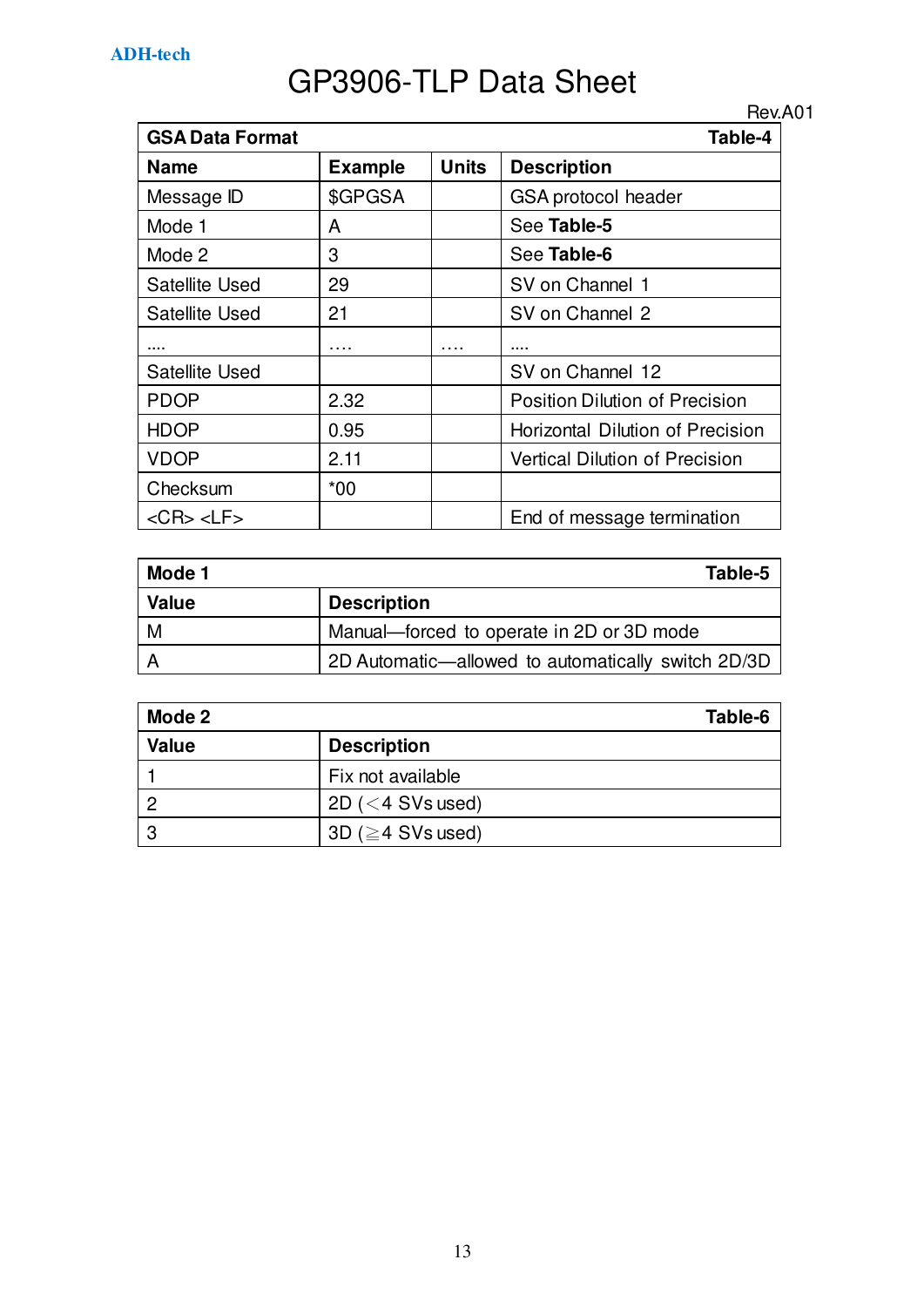**GSA Data Format** — Table-4

| Name | Example | Units | Description |
|---|---|---|---|
| Message ID | $GPGSA | | GSA protocol header |
| Mode 1 | A | | See **Table-5** |
| Mode 2 | 3 | | See **Table-6** |
| Satellite Used | 29 | | SV on Channel 1 |
| Satellite Used | 21 | | SV on Channel 2 |
| .... | …. | …. | .... |
| Satellite Used | | | SV on Channel 12 |
| PDOP | 2.32 | | Position Dilution of Precision |
| HDOP | 0.95 | | Horizontal Dilution of Precision |
| VDOP | 2.11 | | Vertical Dilution of Precision |
| Checksum | *00 | | |
| <CR> <LF> | | | End of message termination |

**Mode 1** — Table-5

| Value | Description |
|---|---|
| M | Manual—forced to operate in 2D or 3D mode |
| A | 2D Automatic—allowed to automatically switch 2D/3D |

**Mode 2** — Table-6

| Value | Description |
|---|---|
| 1 | Fix not available |
| 2 | 2D (<4 SVs used) |
| 3 | 3D (≧4 SVs used) |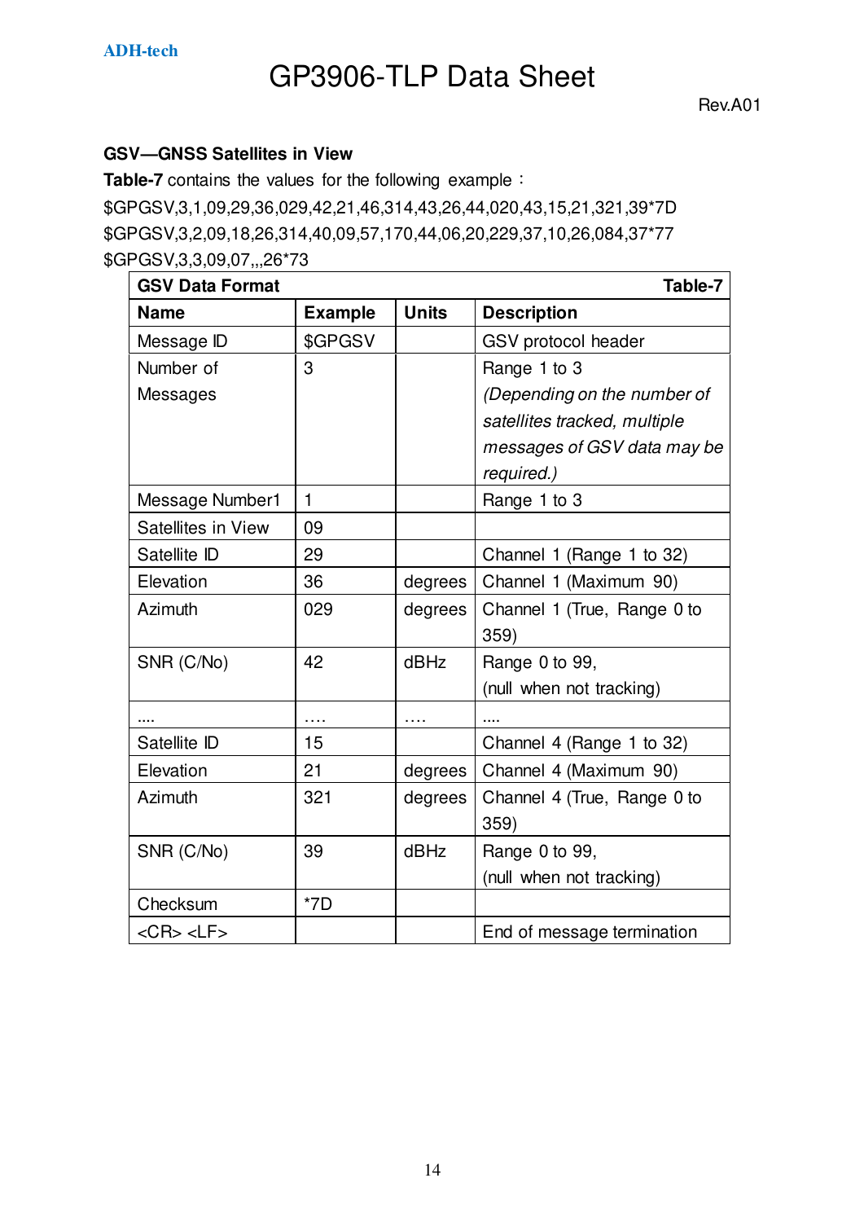### GSV—GNSS Satellites in View

**Table-7** contains the values for the following example：

$GPGSV,3,1,09,29,36,029,42,21,46,314,43,26,44,020,43,15,21,321,39*7D
$GPGSV,3,2,09,18,26,314,40,09,57,170,44,06,20,229,37,10,26,084,37*77
$GPGSV,3,3,09,07,,,26*73

| **GSV Data Format** | | | **Table-7** |
|---|---|---|---|
| **Name** | **Example** | **Units** | **Description** |
| Message ID | $GPGSV | | GSV protocol header |
| Number of Messages | 3 | | Range 1 to 3 *(Depending on the number of satellites tracked, multiple messages of GSV data may be required.)* |
| Message Number1 | 1 | | Range 1 to 3 |
| Satellites in View | 09 | | |
| Satellite ID | 29 | | Channel 1 (Range 1 to 32) |
| Elevation | 36 | degrees | Channel 1 (Maximum 90) |
| Azimuth | 029 | degrees | Channel 1 (True, Range 0 to 359) |
| SNR (C/No) | 42 | dBHz | Range 0 to 99, (null when not tracking) |
| .... | …. | …. | .... |
| Satellite ID | 15 | | Channel 4 (Range 1 to 32) |
| Elevation | 21 | degrees | Channel 4 (Maximum 90) |
| Azimuth | 321 | degrees | Channel 4 (True, Range 0 to 359) |
| SNR (C/No) | 39 | dBHz | Range 0 to 99, (null when not tracking) |
| Checksum | *7D | | |
| <CR> <LF> | | | End of message termination |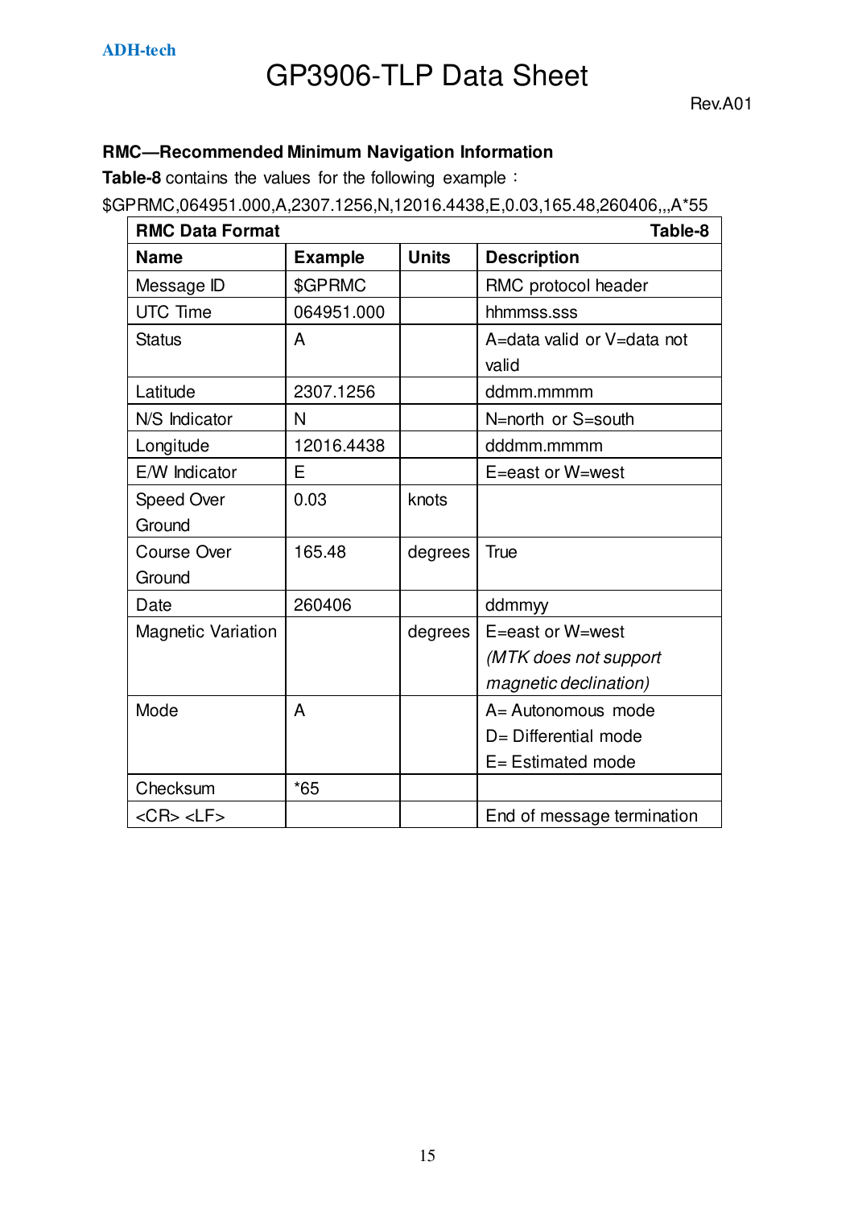### RMC—Recommended Minimum Navigation Information

**Table-8** contains the values for the following example：

$GPRMC,064951.000,A,2307.1256,N,12016.4438,E,0.03,165.48,260406,,,A*55

| **RMC Data Format** | | | **Table-8** |
|---|---|---|---|
| **Name** | **Example** | **Units** | **Description** |
| Message ID | $GPRMC | | RMC protocol header |
| UTC Time | 064951.000 | | hhmmss.sss |
| Status | A | | A=data valid or V=data not valid |
| Latitude | 2307.1256 | | ddmm.mmmm |
| N/S Indicator | N | | N=north or S=south |
| Longitude | 12016.4438 | | dddmm.mmmm |
| E/W Indicator | E | | E=east or W=west |
| Speed Over Ground | 0.03 | knots | |
| Course Over Ground | 165.48 | degrees | True |
| Date | 260406 | | ddmmyy |
| Magnetic Variation | | degrees | E=east or W=west *(MTK does not support magnetic declination)* |
| Mode | A | | A= Autonomous mode D= Differential mode E= Estimated mode |
| Checksum | *65 | | |
| <CR> <LF> | | | End of message termination |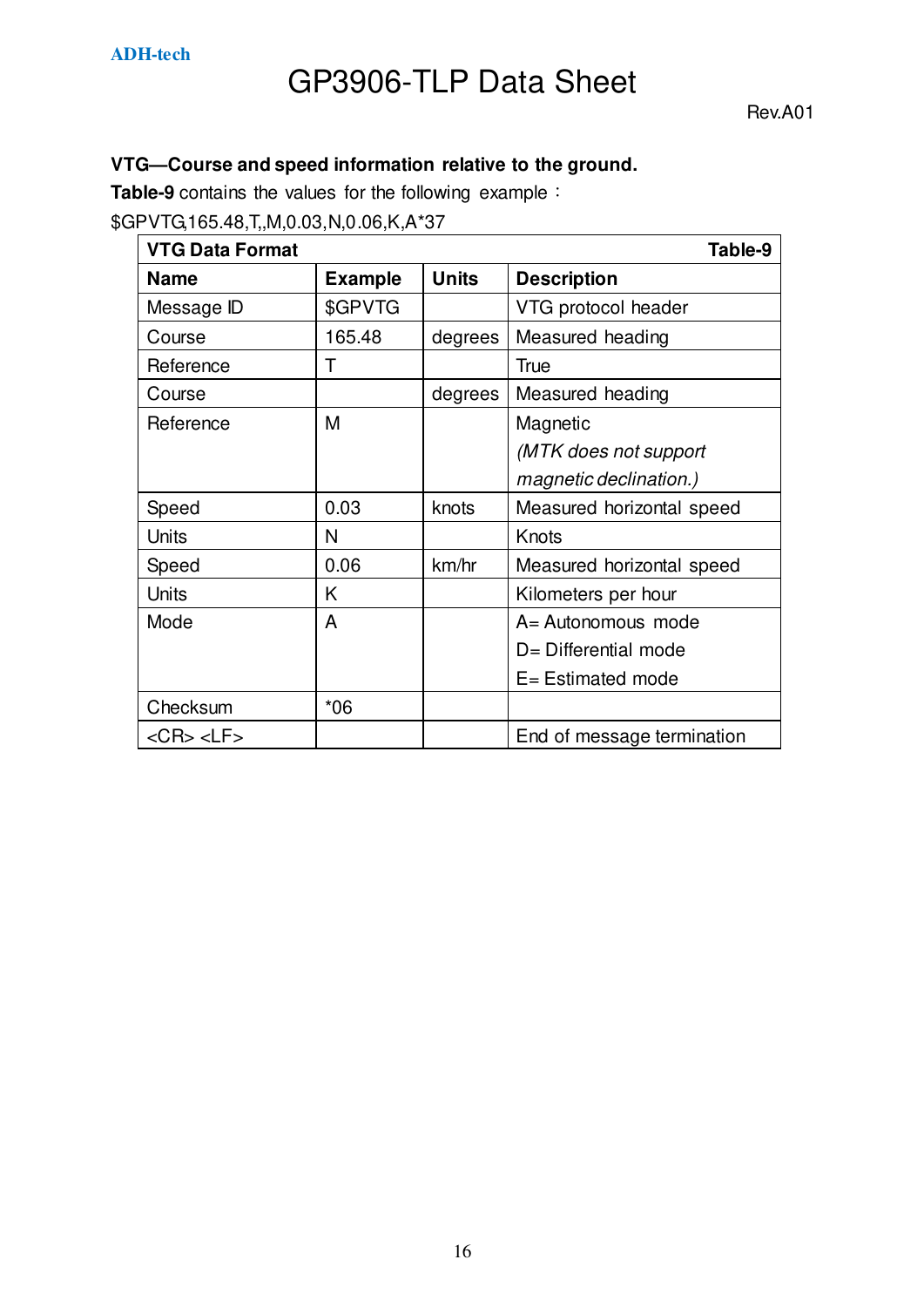**VTG—Course and speed information relative to the ground.**

**Table-9** contains the values for the following example：

$GPVTG,165.48,T,,M,0.03,N,0.06,K,A*37

| VTG Data Format | | | Table-9 |
|---|---|---|---|
| **Name** | **Example** | **Units** | **Description** |
| Message ID | $GPVTG | | VTG protocol header |
| Course | 165.48 | degrees | Measured heading |
| Reference | T | | True |
| Course | | degrees | Measured heading |
| Reference | M | | Magnetic *(MTK does not support magnetic declination.)* |
| Speed | 0.03 | knots | Measured horizontal speed |
| Units | N | | Knots |
| Speed | 0.06 | km/hr | Measured horizontal speed |
| Units | K | | Kilometers per hour |
| Mode | A | | A= Autonomous mode<br>D= Differential mode<br>E= Estimated mode |
| Checksum | *06 | | |
| <CR> <LF> | | | End of message termination |